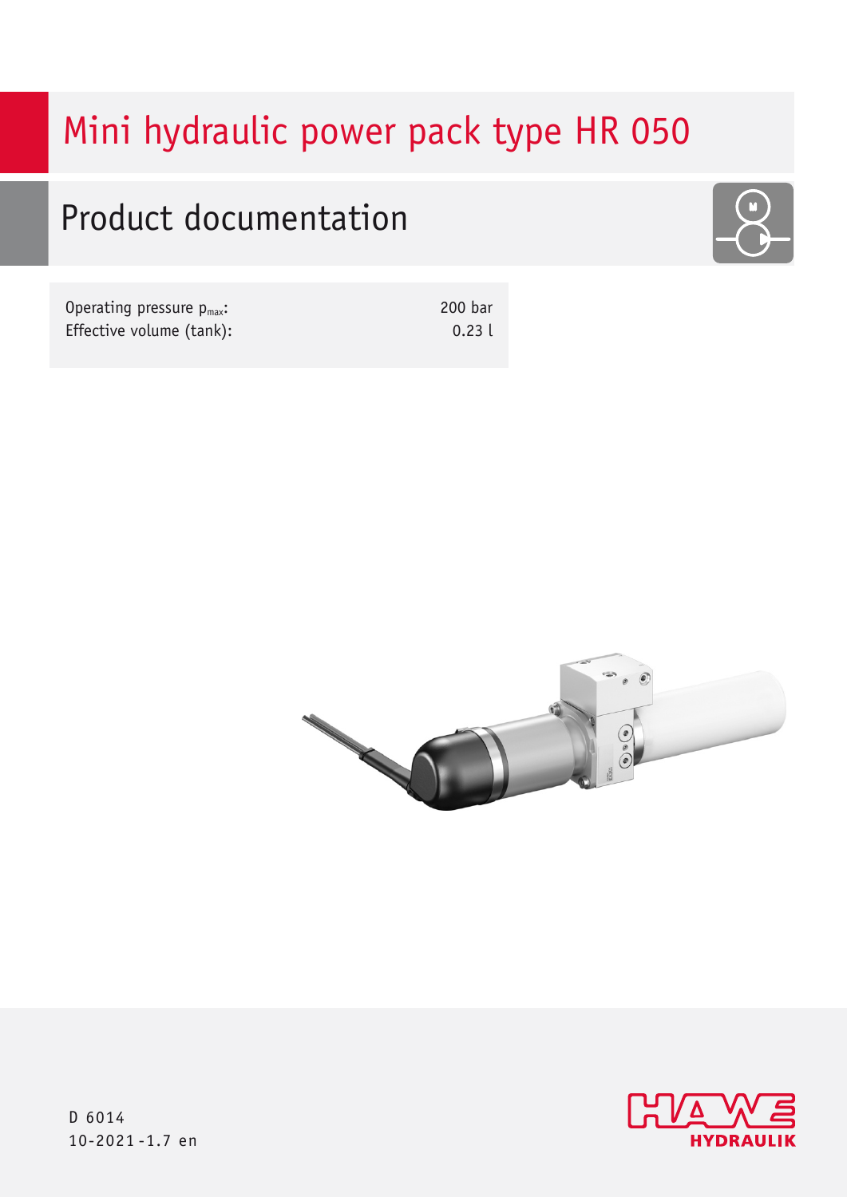# Mini hydraulic power pack type HR 050

## Product documentation

| | |
|---|---|
| Operating pressure $p_{max}$: | 200 bar |
| Effective volume (tank): | 0.23 l |

D 6014
10-2021-1.7 en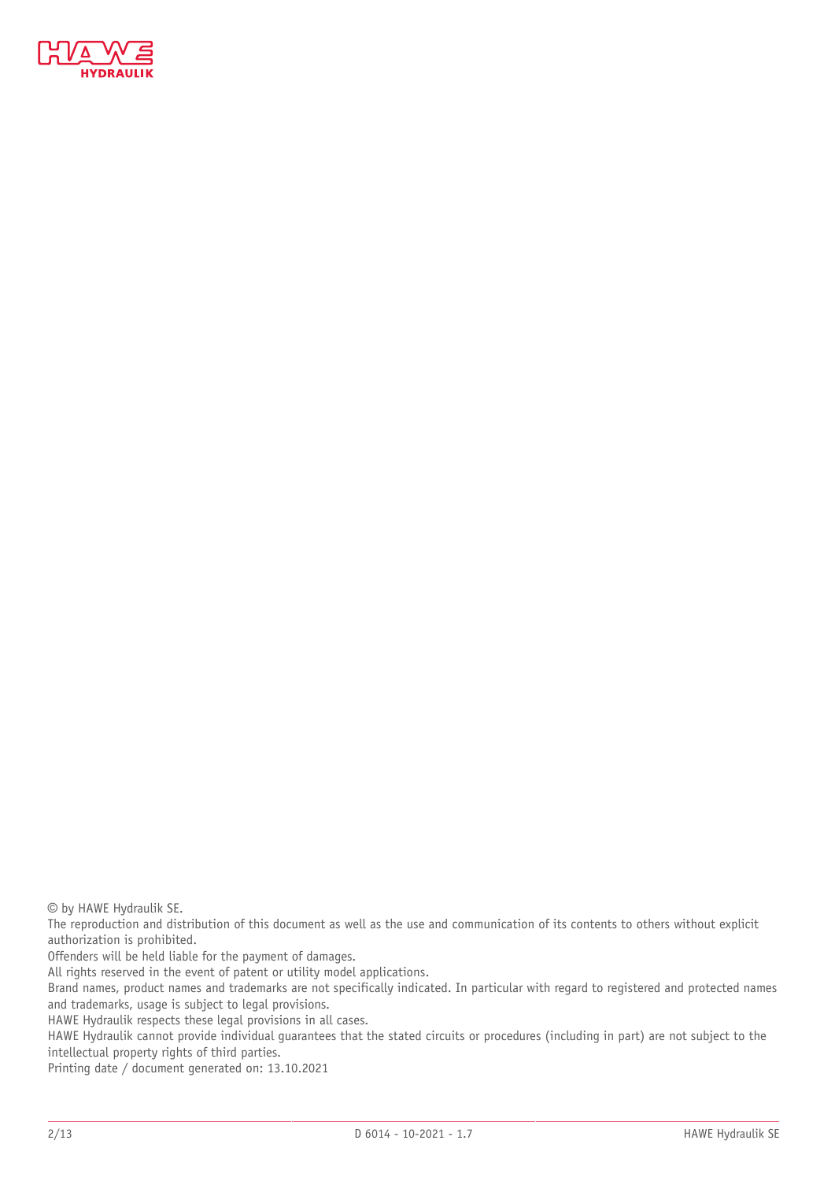© by HAWE Hydraulik SE.

The reproduction and distribution of this document as well as the use and communication of its contents to others without explicit authorization is prohibited.

Offenders will be held liable for the payment of damages.

All rights reserved in the event of patent or utility model applications.

Brand names, product names and trademarks are not specifically indicated. In particular with regard to registered and protected names and trademarks, usage is subject to legal provisions.

HAWE Hydraulik respects these legal provisions in all cases.

HAWE Hydraulik cannot provide individual guarantees that the stated circuits or procedures (including in part) are not subject to the intellectual property rights of third parties.

Printing date / document generated on: 13.10.2021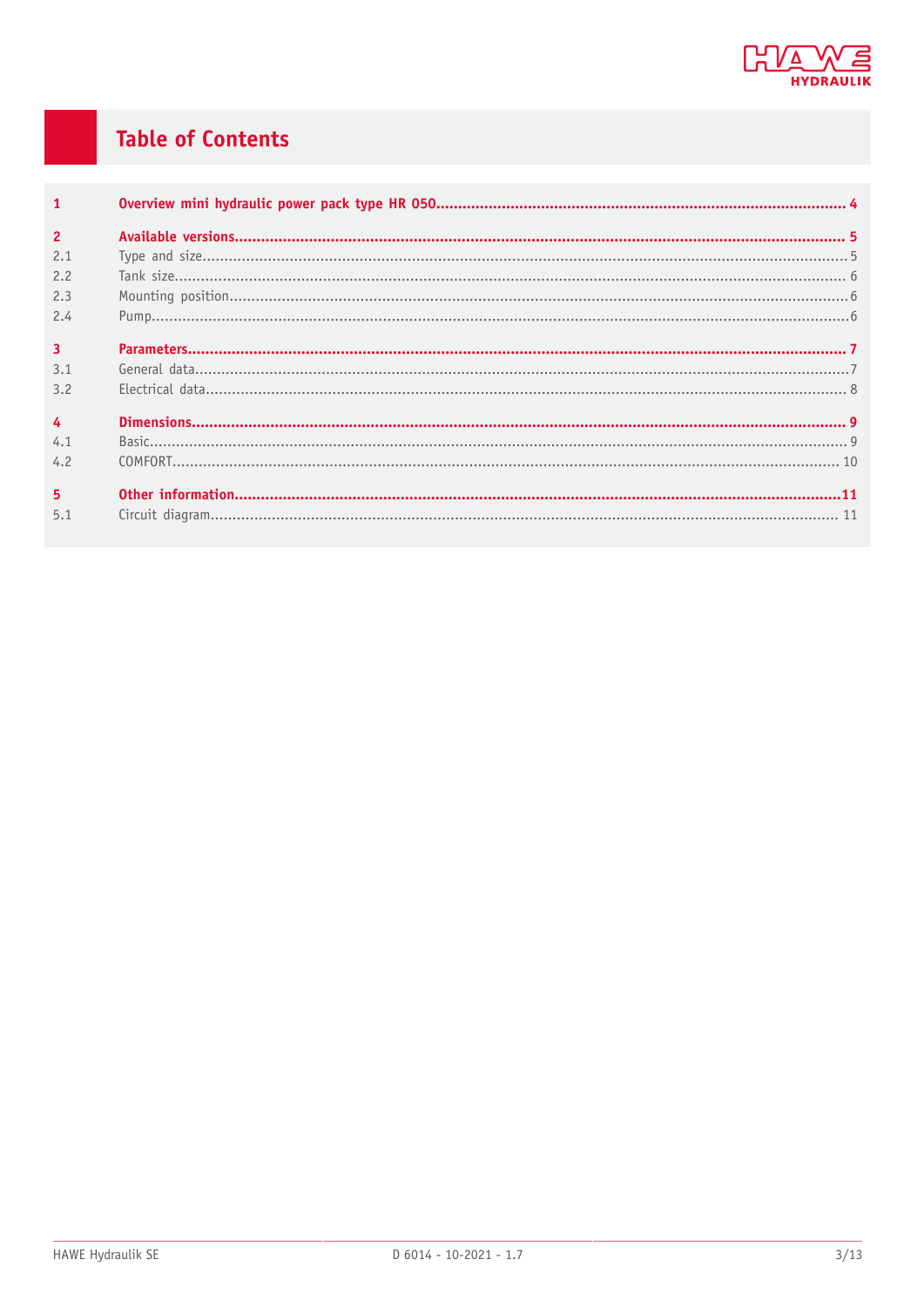# Table of Contents

| | | |
|---|---|---|
| **1** | **Overview mini hydraulic power pack type HR 050** | **4** |
| **2** | **Available versions** | **5** |
| 2.1 | Type and size | 5 |
| 2.2 | Tank size | 6 |
| 2.3 | Mounting position | 6 |
| 2.4 | Pump | 6 |
| **3** | **Parameters** | **7** |
| 3.1 | General data | 7 |
| 3.2 | Electrical data | 8 |
| **4** | **Dimensions** | **9** |
| 4.1 | Basic | 9 |
| 4.2 | COMFORT | 10 |
| **5** | **Other information** | **11** |
| 5.1 | Circuit diagram | 11 |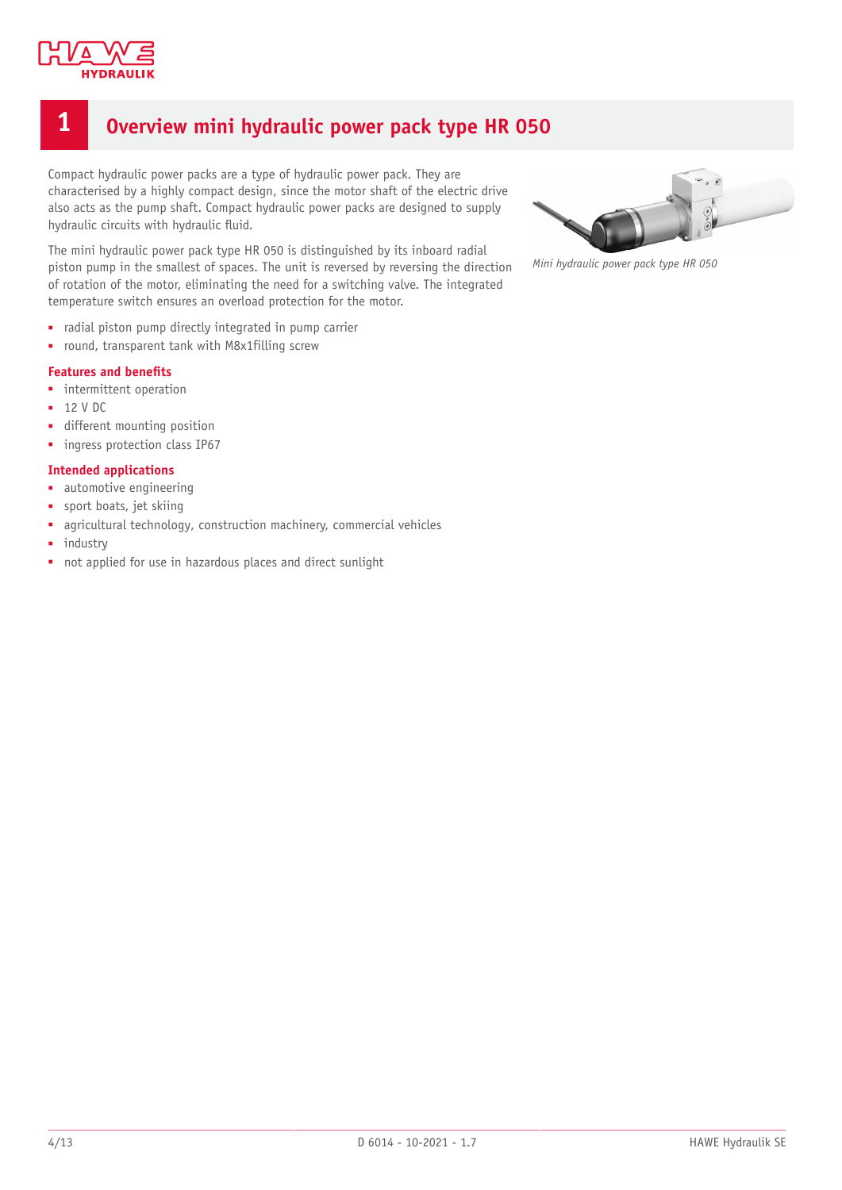# 1 Overview mini hydraulic power pack type HR 050

Compact hydraulic power packs are a type of hydraulic power pack. They are characterised by a highly compact design, since the motor shaft of the electric drive also acts as the pump shaft. Compact hydraulic power packs are designed to supply hydraulic circuits with hydraulic fluid.

The mini hydraulic power pack type HR 050 is distinguished by its inboard radial piston pump in the smallest of spaces. The unit is reversed by reversing the direction of rotation of the motor, eliminating the need for a switching valve. The integrated temperature switch ensures an overload protection for the motor.

- radial piston pump directly integrated in pump carrier
- round, transparent tank with M8x1filling screw

*Mini hydraulic power pack type HR 050*

### Features and benefits

- intermittent operation
- 12 V DC
- different mounting position
- ingress protection class IP67

### Intended applications

- automotive engineering
- sport boats, jet skiing
- agricultural technology, construction machinery, commercial vehicles
- industry
- not applied for use in hazardous places and direct sunlight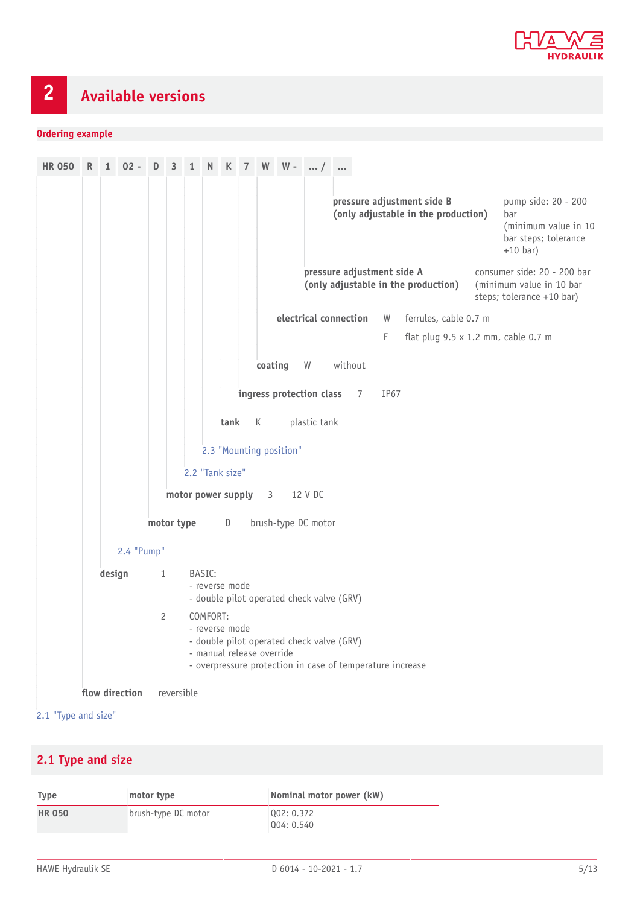# 2 Available versions

## Ordering example

| HR 050 | R | 1 | 02 - | D | 3 | 1 | N | K | 7 | W | W - | ... / | ... |
|---|---|---|---|---|---|---|---|---|---|---|---|---|---|

**pressure adjustment side B (only adjustable in the production)** — pump side: 20 - 200 bar (minimum value in 10 bar steps; tolerance +10 bar)

**pressure adjustment side A (only adjustable in the production)** — consumer side: 20 - 200 bar (minimum value in 10 bar steps; tolerance +10 bar)

**electrical connection**
- W — ferrules, cable 0.7 m
- F — flat plug 9.5 x 1.2 mm, cable 0.7 m

**coating** — W — without

**ingress protection class** — 7 — IP67

**tank** — K — plastic tank

2.3 "Mounting position"

2.2 "Tank size"

**motor power supply** — 3 — 12 V DC

**motor type** — D — brush-type DC motor

2.4 "Pump"

**design**
- 1 — BASIC:
  - reverse mode
  - double pilot operated check valve (GRV)
- 2 — COMFORT:
  - reverse mode
  - double pilot operated check valve (GRV)
  - manual release override
  - overpressure protection in case of temperature increase

**flow direction** — reversible

2.1 "Type and size"

## 2.1 Type and size

| Type | motor type | Nominal motor power (kW) |
|---|---|---|
| **HR 050** | brush-type DC motor | Q02: 0.372<br>Q04: 0.540 |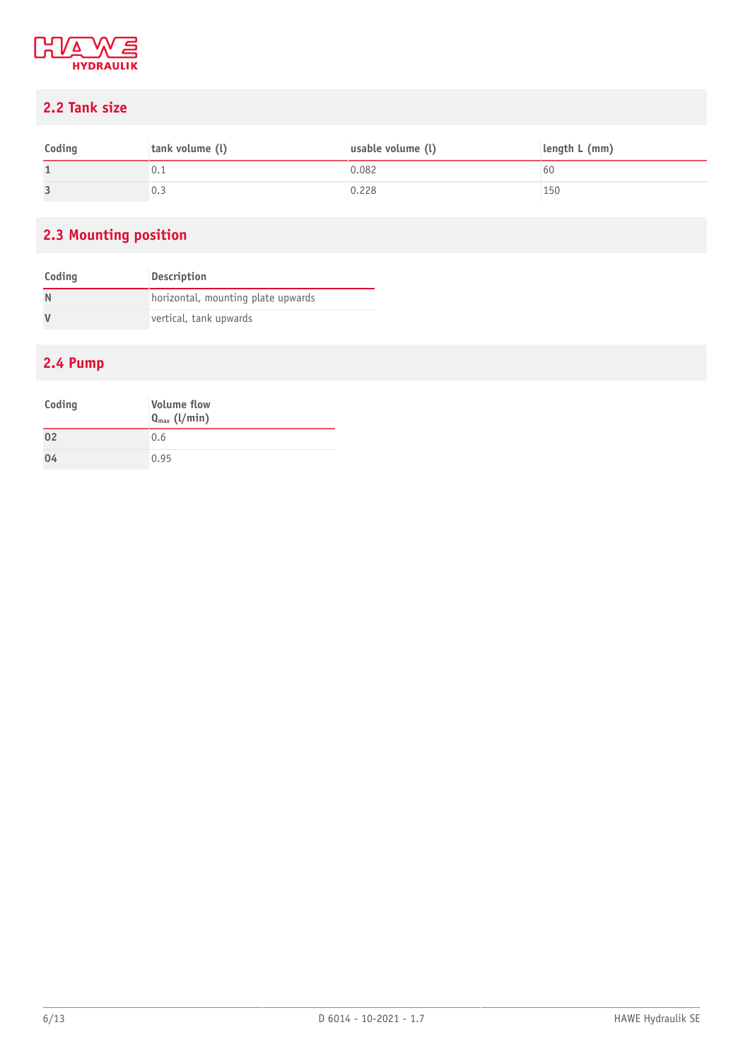## 2.2 Tank size

| Coding | tank volume (l) | usable volume (l) | length L (mm) |
|---|---|---|---|
| 1 | 0.1 | 0.082 | 60 |
| 3 | 0.3 | 0.228 | 150 |

## 2.3 Mounting position

| Coding | Description |
|---|---|
| N | horizontal, mounting plate upwards |
| V | vertical, tank upwards |

## 2.4 Pump

| Coding | Volume flow $Q_{max}$ (l/min) |
|---|---|
| 02 | 0.6 |
| 04 | 0.95 |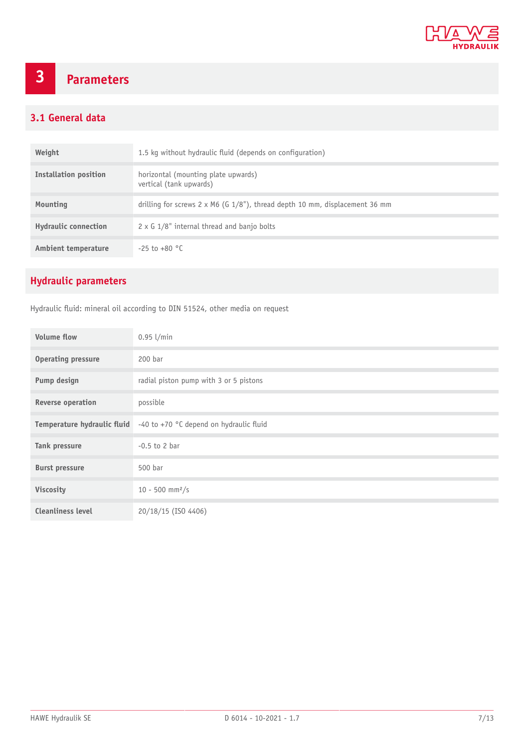# 3 Parameters

## 3.1 General data

| | |
|---|---|
| **Weight** | 1.5 kg without hydraulic fluid (depends on configuration) |
| **Installation position** | horizontal (mounting plate upwards)<br>vertical (tank upwards) |
| **Mounting** | drilling for screws 2 x M6 (G 1/8"), thread depth 10 mm, displacement 36 mm |
| **Hydraulic connection** | 2 x G 1/8" internal thread and banjo bolts |
| **Ambient temperature** | -25 to +80 °C |

## Hydraulic parameters

Hydraulic fluid: mineral oil according to DIN 51524, other media on request

| | |
|---|---|
| **Volume flow** | 0.95 l/min |
| **Operating pressure** | 200 bar |
| **Pump design** | radial piston pump with 3 or 5 pistons |
| **Reverse operation** | possible |
| **Temperature hydraulic fluid** | -40 to +70 °C depend on hydraulic fluid |
| **Tank pressure** | -0.5 to 2 bar |
| **Burst pressure** | 500 bar |
| **Viscosity** | 10 - 500 mm²/s |
| **Cleanliness level** | 20/18/15 (ISO 4406) |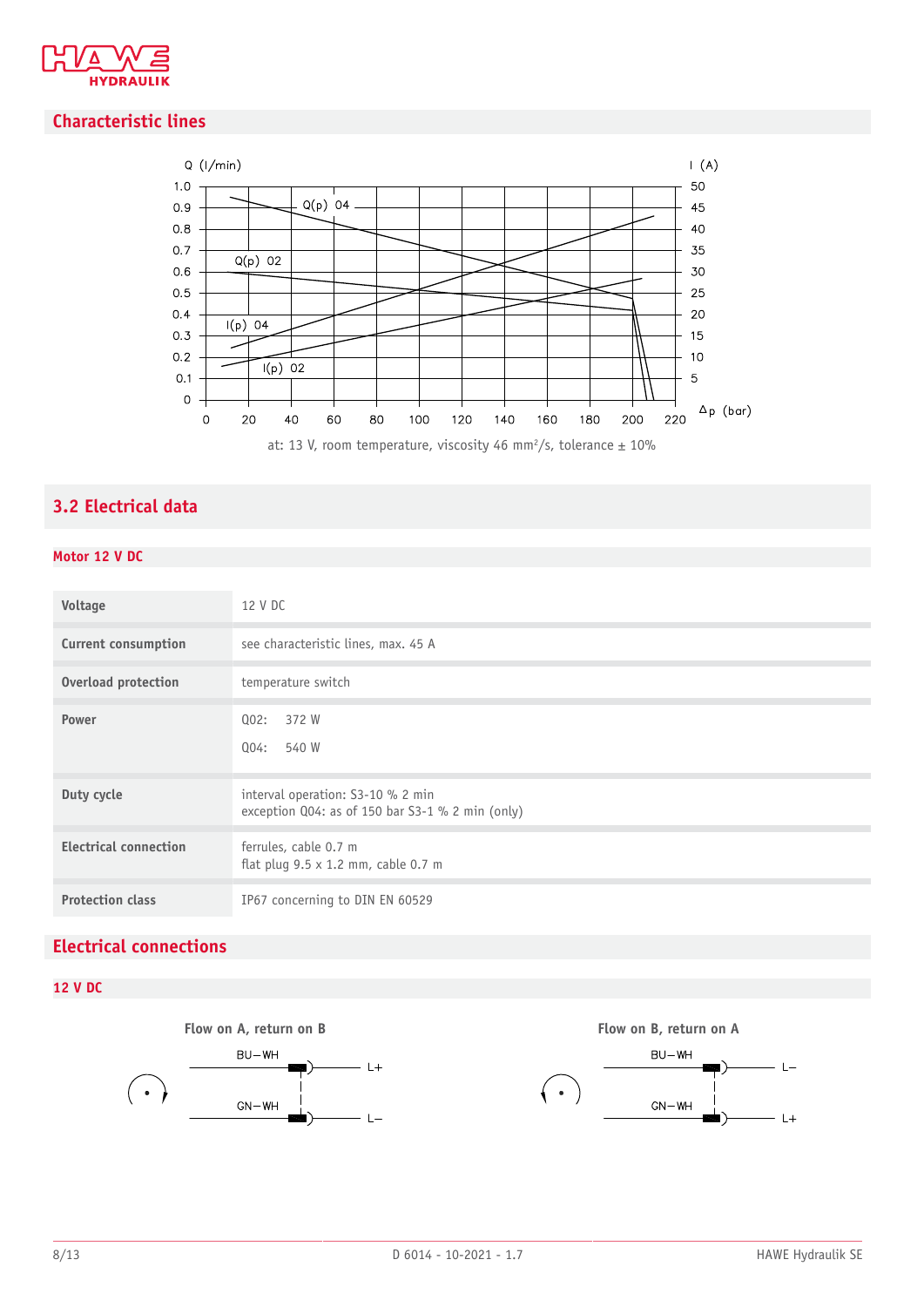## Characteristic lines

at: 13 V, room temperature, viscosity 46 mm²/s, tolerance ± 10%

## 3.2 Electrical data

### Motor 12 V DC

| | |
|---|---|
| **Voltage** | 12 V DC |
| **Current consumption** | see characteristic lines, max. 45 A |
| **Overload protection** | temperature switch |
| **Power** | Q02: 372 W<br>Q04: 540 W |
| **Duty cycle** | interval operation: S3-10 % 2 min<br>exception Q04: as of 150 bar S3-1 % 2 min (only) |
| **Electrical connection** | ferrules, cable 0.7 m<br>flat plug 9.5 x 1.2 mm, cable 0.7 m |
| **Protection class** | IP67 concerning to DIN EN 60529 |

## Electrical connections

### 12 V DC

**Flow on A, return on B**

BU−WH — L+
GN−WH — L−

**Flow on B, return on A**

BU−WH — L−
GN−WH — L+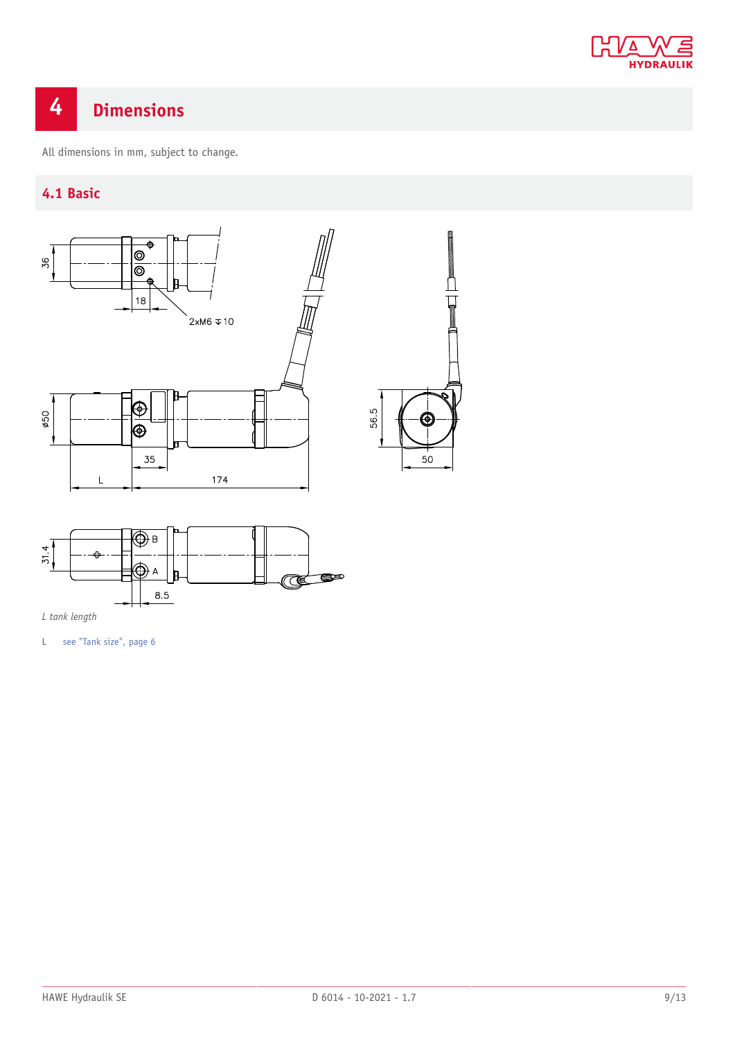# 4 Dimensions

All dimensions in mm, subject to change.

## 4.1 Basic

*L tank length*

L see "Tank size", page 6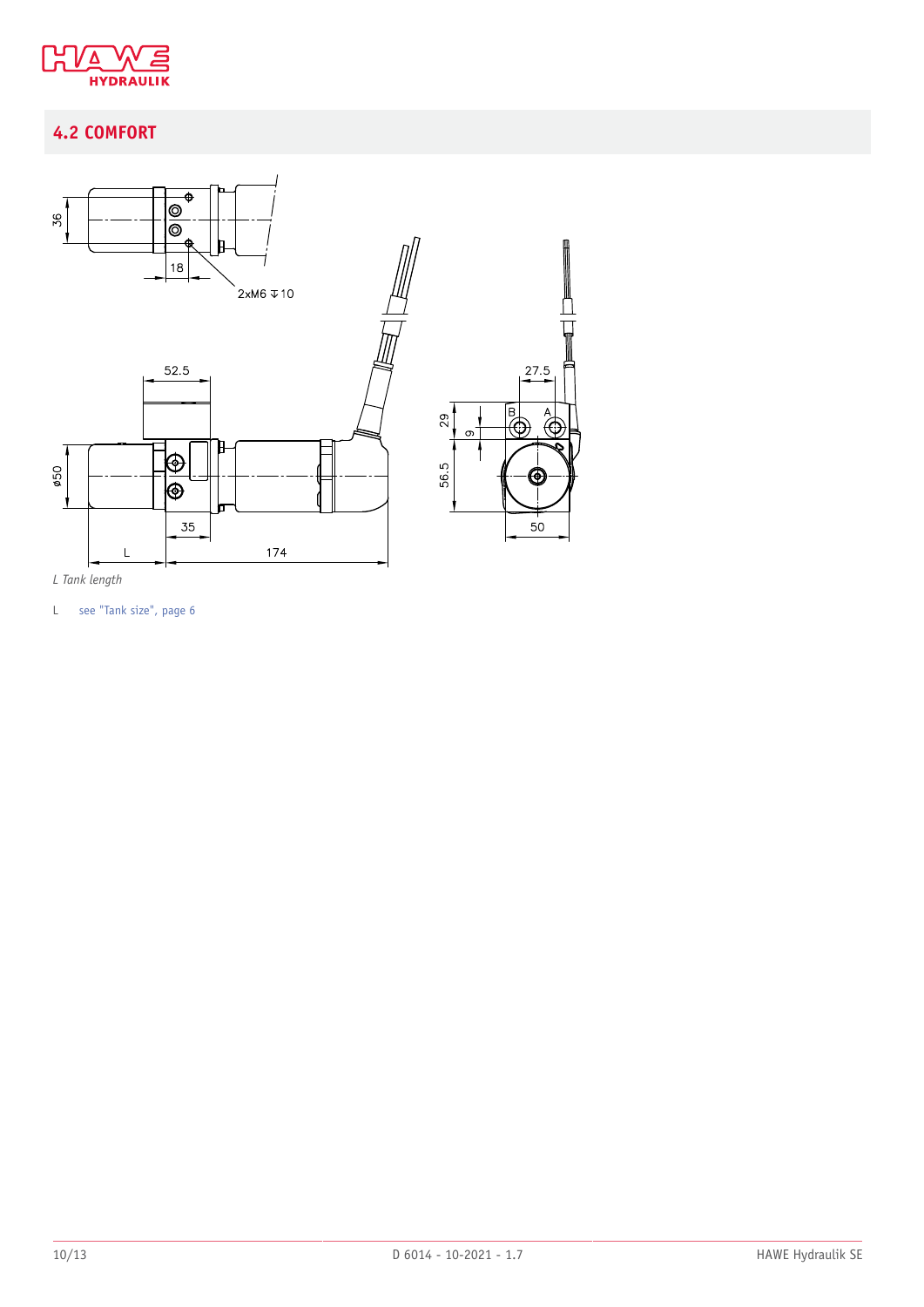## 4.2 COMFORT

*L Tank length*

L see "Tank size", page 6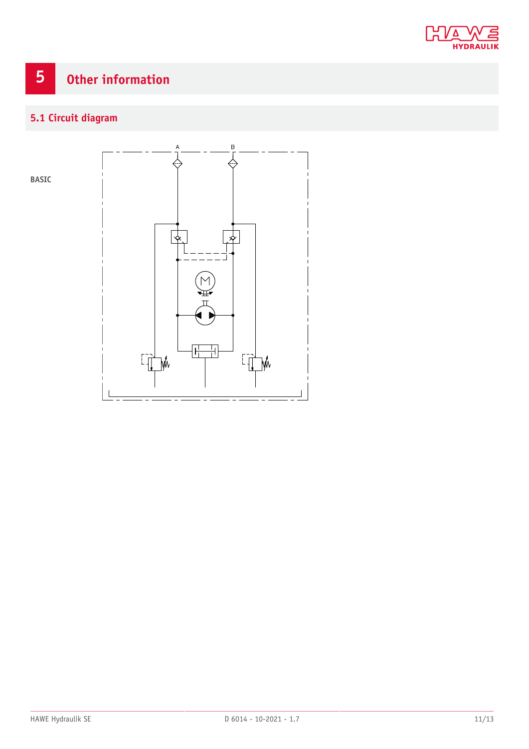# 5 Other information

## 5.1 Circuit diagram

**BASIC**

A

B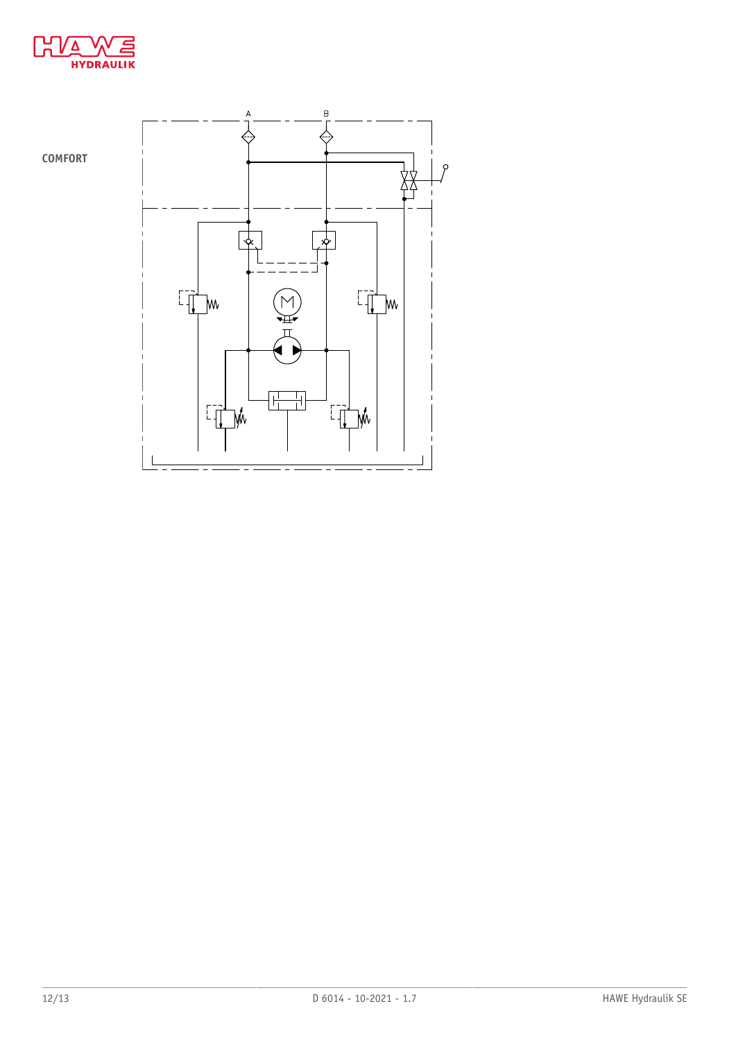COMFORT

A

B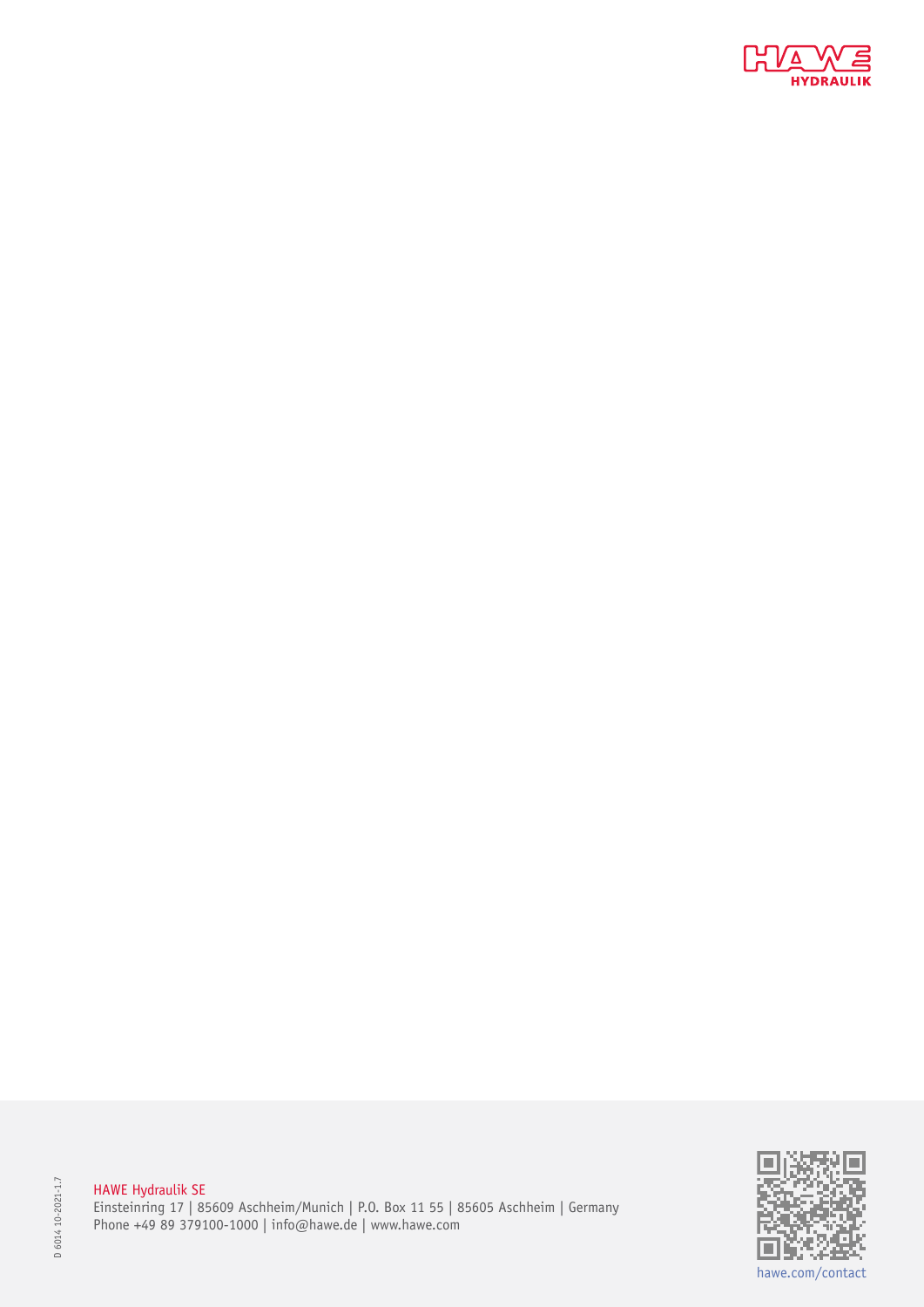HAWE Hydraulik SE

Einsteinring 17 | 85609 Aschheim/Munich | P.O. Box 11 55 | 85605 Aschheim | Germany

Phone +49 89 379100-1000 | info@hawe.de | www.hawe.com

hawe.com/contact

D 6014 10-2021-1.7